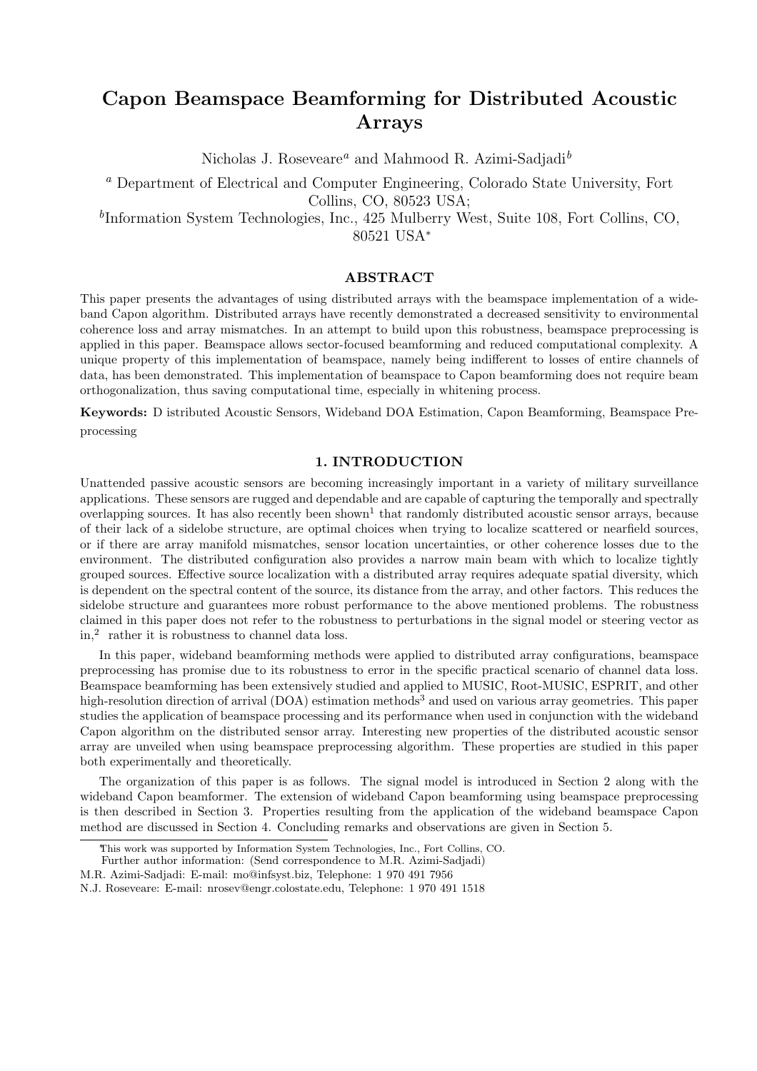# Capon Beamspace Beamforming for Distributed Acoustic Arrays

Nicholas J. Roseveare[a] and Mahmood R. Azimi-Sadjadi[b]

[a] Department of Electrical and Computer Engineering, Colorado State University, Fort Collins, CO, 80523 USA;

[b]Information System Technologies, Inc., 425 Mulberry West, Suite 108, Fort Collins, CO, 80521 USA*

## ABSTRACT

This paper presents the advantages of using distributed arrays with the beamspace implementation of a wideband Capon algorithm. Distributed arrays have recently demonstrated a decreased sensitivity to environmental coherence loss and array mismatches. In an attempt to build upon this robustness, beamspace preprocessing is applied in this paper. Beamspace allows sector-focused beamforming and reduced computational complexity. A unique property of this implementation of beamspace, namely being indifferent to losses of entire channels of data, has been demonstrated. This implementation of beamspace to Capon beamforming does not require beam orthogonalization, thus saving computational time, especially in whitening process.

**Keywords:** D istributed Acoustic Sensors, Wideband DOA Estimation, Capon Beamforming, Beamspace Preprocessing

## 1. INTRODUCTION

Unattended passive acoustic sensors are becoming increasingly important in a variety of military surveillance applications. These sensors are rugged and dependable and are capable of capturing the temporally and spectrally overlapping sources. It has also recently been shown[1] that randomly distributed acoustic sensor arrays, because of their lack of a sidelobe structure, are optimal choices when trying to localize scattered or nearfield sources, or if there are array manifold mismatches, sensor location uncertainties, or other coherence losses due to the environment. The distributed configuration also provides a narrow main beam with which to localize tightly grouped sources. Effective source localization with a distributed array requires adequate spatial diversity, which is dependent on the spectral content of the source, its distance from the array, and other factors. This reduces the sidelobe structure and guarantees more robust performance to the above mentioned problems. The robustness claimed in this paper does not refer to the robustness to perturbations in the signal model or steering vector as in,[2] rather it is robustness to channel data loss.

In this paper, wideband beamforming methods were applied to distributed array configurations, beamspace preprocessing has promise due to its robustness to error in the specific practical scenario of channel data loss. Beamspace beamforming has been extensively studied and applied to MUSIC, Root-MUSIC, ESPRIT, and other high-resolution direction of arrival (DOA) estimation methods[3] and used on various array geometries. This paper studies the application of beamspace processing and its performance when used in conjunction with the wideband Capon algorithm on the distributed sensor array. Interesting new properties of the distributed acoustic sensor array are unveiled when using beamspace preprocessing algorithm. These properties are studied in this paper both experimentally and theoretically.

The organization of this paper is as follows. The signal model is introduced in Section 2 along with the wideband Capon beamformer. The extension of wideband Capon beamforming using beamspace preprocessing is then described in Section 3. Properties resulting from the application of the wideband beamspace Capon method are discussed in Section 4. Concluding remarks and observations are given in Section 5.

*This work was supported by Information System Technologies, Inc., Fort Collins, CO.
Further author information: (Send correspondence to M.R. Azimi-Sadjadi)
M.R. Azimi-Sadjadi: E-mail: mo@infsyst.biz, Telephone: 1 970 491 7956
N.J. Roseveare: E-mail: nrosev@engr.colostate.edu, Telephone: 1 970 491 1518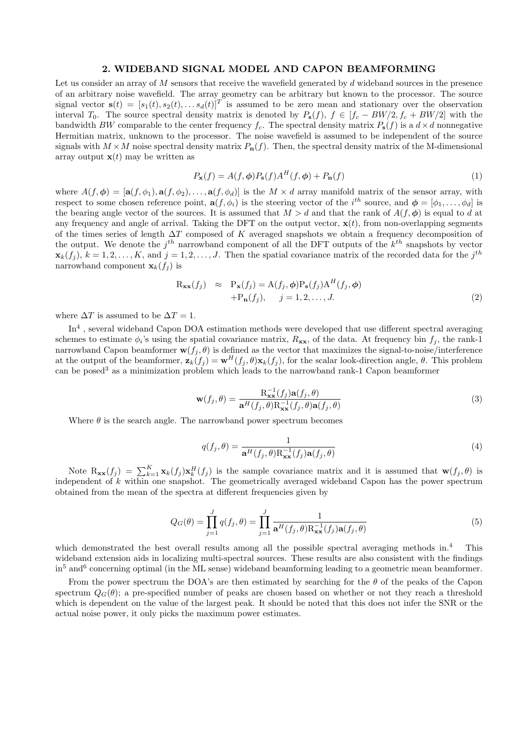## 2. WIDEBAND SIGNAL MODEL AND CAPON BEAMFORMING

Let us consider an array of $M$ sensors that receive the wavefield generated by $d$ wideband sources in the presence of an arbitrary noise wavefield. The array geometry can be arbitrary but known to the processor. The source signal vector $\mathbf{s}(t) = [s_1(t), s_2(t), \ldots s_d(t)]^T$ is assumed to be zero mean and stationary over the observation interval $T_0$. The source spectral density matrix is denoted by $P_{\mathbf{s}}(f)$, $f \in [f_c - BW/2, f_c + BW/2]$ with the bandwidth $BW$ comparable to the center frequency $f_c$. The spectral density matrix $P_{\mathbf{s}}(f)$ is a $d \times d$ nonnegative Hermitian matrix, unknown to the processor. The noise wavefield is assumed to be independent of the source signals with $M \times M$ noise spectral density matrix $P_{\mathbf{n}}(f)$. Then, the spectral density matrix of the M-dimensional array output $\mathbf{x}(t)$ may be written as

$$P_{\mathbf{x}}(f) = A(f, \boldsymbol{\phi}) P_{\mathbf{s}}(f) A^H(f, \boldsymbol{\phi}) + P_{\mathbf{n}}(f) \tag{1}$$

where $A(f, \boldsymbol{\phi}) = [\mathbf{a}(f, \phi_1), \mathbf{a}(f, \phi_2), \ldots, \mathbf{a}(f, \phi_d)]$ is the $M \times d$ array manifold matrix of the sensor array, with respect to some chosen reference point, $\mathbf{a}(f, \phi_i)$ is the steering vector of the $i^{th}$ source, and $\boldsymbol{\phi} = [\phi_1, \ldots, \phi_d]$ is the bearing angle vector of the sources. It is assumed that $M > d$ and that the rank of $A(f, \boldsymbol{\phi})$ is equal to $d$ at any frequency and angle of arrival. Taking the DFT on the output vector, $\mathbf{x}(t)$, from non-overlapping segments of the times series of length $\Delta T$ composed of $K$ averaged snapshots we obtain a frequency decomposition of the output. We denote the $j^{th}$ narrowband component of all the DFT outputs of the $k^{th}$ snapshots by vector $\mathbf{x}_k(f_j)$, $k = 1, 2, \ldots, K$, and $j = 1, 2, \ldots, J$. Then the spatial covariance matrix of the recorded data for the $j^{th}$ narrowband component $\mathbf{x}_k(f_j)$ is

$$\begin{aligned} \mathrm{R}_{\mathbf{xx}}(f_j) \;\; &\approx \;\; \mathrm{P}_{\mathbf{x}}(f_j) = \mathrm{A}(f_j, \boldsymbol{\phi}) \mathrm{P}_{\mathbf{s}}(f_j) \mathrm{A}^H(f_j, \boldsymbol{\phi}) \\ &\quad + \mathrm{P}_{\mathbf{n}}(f_j), \quad j = 1, 2, \ldots, J. \end{aligned} \tag{2}$$

where $\Delta T$ is assumed to be $\Delta T = 1$.

In[4] , several wideband Capon DOA estimation methods were developed that use different spectral averaging schemes to estimate $\phi_i$'s using the spatial covariance matrix, $R_{\mathbf{xx}}$, of the data. At frequency bin $f_j$, the rank-1 narrowband Capon beamformer $\mathbf{w}(f_j, \theta)$ is defined as the vector that maximizes the signal-to-noise/interference at the output of the beamformer, $\mathbf{z}_k(f_j) = \mathbf{w}^H(f_j, \theta)\mathbf{x}_k(f_j)$, for the scalar look-direction angle, $\theta$. This problem can be posed[3] as a minimization problem which leads to the narrowband rank-1 Capon beamformer

$$\mathbf{w}(f_j, \theta) = \frac{\mathrm{R}_{\mathbf{xx}}^{-1}(f_j)\mathbf{a}(f_j, \theta)}{\mathbf{a}^H(f_j, \theta)\mathrm{R}_{\mathbf{xx}}^{-1}(f_j, \theta)\mathbf{a}(f_j, \theta)} \tag{3}$$

Where $\theta$ is the search angle. The narrowband power spectrum becomes

$$q(f_j, \theta) = \frac{1}{\mathbf{a}^H(f_j, \theta)\mathrm{R}_{\mathbf{xx}}^{-1}(f_j)\mathbf{a}(f_j, \theta)} \tag{4}$$

Note $\mathrm{R}_{\mathbf{xx}}(f_j) = \sum_{k=1}^{K} \mathbf{x}_k(f_j)\mathbf{x}_k^H(f_j)$ is the sample covariance matrix and it is assumed that $\mathbf{w}(f_j, \theta)$ is independent of $k$ within one snapshot. The geometrically averaged wideband Capon has the power spectrum obtained from the mean of the spectra at different frequencies given by

$$Q_G(\theta) = \prod_{j=1}^{J} q(f_j, \theta) = \prod_{j=1}^{J} \frac{1}{\mathbf{a}^H(f_j, \theta)\mathrm{R}_{\mathbf{xx}}^{-1}(f_j)\mathbf{a}(f_j, \theta)} \tag{5}$$

which demonstrated the best overall results among all the possible spectral averaging methods in.[4] This wideband extension aids in localizing multi-spectral sources. These results are also consistent with the findings in[5] and[6] concerning optimal (in the ML sense) wideband beamforming leading to a geometric mean beamformer.

From the power spectrum the DOA's are then estimated by searching for the $\theta$ of the peaks of the Capon spectrum $Q_G(\theta)$; a pre-specified number of peaks are chosen based on whether or not they reach a threshold which is dependent on the value of the largest peak. It should be noted that this does not infer the SNR or the actual noise power, it only picks the maximum power estimates.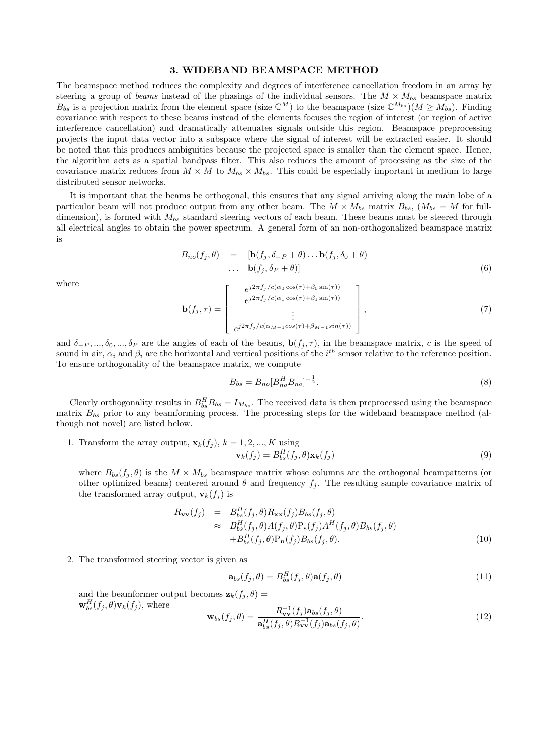## 3. WIDEBAND BEAMSPACE METHOD

The beamspace method reduces the complexity and degrees of interference cancellation freedom in an array by steering a group of *beams* instead of the phasings of the individual sensors. The $M \times M_{bs}$ beamspace matrix $B_{bs}$ is a projection matrix from the element space (size $\mathbb{C}^M$) to the beamspace (size $\mathbb{C}^{M_{bs}}$)($M \geq M_{bs}$). Finding covariance with respect to these beams instead of the elements focuses the region of interest (or region of active interference cancellation) and dramatically attenuates signals outside this region. Beamspace preprocessing projects the input data vector into a subspace where the signal of interest will be extracted easier. It should be noted that this produces ambiguities because the projected space is smaller than the element space. Hence, the algorithm acts as a spatial bandpass filter. This also reduces the amount of processing as the size of the covariance matrix reduces from $M \times M$ to $M_{bs} \times M_{bs}$. This could be especially important in medium to large distributed sensor networks.

It is important that the beams be orthogonal, this ensures that any signal arriving along the main lobe of a particular beam will not produce output from any other beam. The $M \times M_{bs}$ matrix $B_{bs}$, ($M_{bs} = M$ for full-dimension), is formed with $M_{bs}$ standard steering vectors of each beam. These beams must be steered through all electrical angles to obtain the power spectrum. A general form of an non-orthogonalized beamspace matrix is

$$
\begin{aligned}
B_{no}(f_j, \theta) \quad &= \quad [\mathbf{b}(f_j, \delta_{-P} + \theta) \ldots \mathbf{b}(f_j, \delta_0 + \theta) \\
&\quad \ldots \quad \mathbf{b}(f_j, \delta_P + \theta)]
\end{aligned} \tag{6}
$$

where

$$
\mathbf{b}(f_j, \tau) = \begin{bmatrix} e^{j2\pi f_j/c(\alpha_0 \cos(\tau) + \beta_0 \sin(\tau))} \\ e^{j2\pi f_j/c(\alpha_1 \cos(\tau) + \beta_1 \sin(\tau))} \\ \vdots \\ e^{j2\pi f_j/c(\alpha_{M-1} cos(\tau) + \beta_{M-1} sin(\tau))} \end{bmatrix}, \tag{7}
$$

and $\delta_{-P}, ..., \delta_0, ..., \delta_P$ are the angles of each of the beams, $\mathbf{b}(f_j, \tau)$, in the beamspace matrix, $c$ is the speed of sound in air, $\alpha_i$ and $\beta_i$ are the horizontal and vertical positions of the $i^{th}$ sensor relative to the reference position. To ensure orthogonality of the beamspace matrix, we compute

$$
B_{bs} = B_{no}[B_{no}^H B_{no}]^{-\frac{1}{2}}. \tag{8}
$$

Clearly orthogonality results in $B_{bs}^H B_{bs} = I_{M_{bs}}$. The received data is then preprocessed using the beamspace matrix $B_{bs}$ prior to any beamforming process. The processing steps for the wideband beamspace method (although not novel) are listed below.

1. Transform the array output, $\mathbf{x}_k(f_j)$, $k = 1, 2, ..., K$ using

$$
\mathbf{v}_k(f_j) = B_{bs}^H(f_j, \theta)\mathbf{x}_k(f_j) \tag{9}
$$

where $B_{bs}(f_j, \theta)$ is the $M \times M_{bs}$ beamspace matrix whose columns are the orthogonal beampatterns (or other optimized beams) centered around $\theta$ and frequency $f_j$. The resulting sample covariance matrix of the transformed array output, $\mathbf{v}_k(f_j)$ is

$$
\begin{aligned}
R_{\mathbf{vv}}(f_j) \quad &= \quad B_{bs}^H(f_j, \theta) R_{\mathbf{xx}}(f_j) B_{bs}(f_j, \theta) \\
&\approx \quad B_{bs}^H(f_j, \theta) A(f_j, \theta) \mathrm{P}_{\mathbf{s}}(f_j) A^H(f_j, \theta) B_{bs}(f_j, \theta) \\
&\quad + B_{bs}^H(f_j, \theta) \mathrm{P}_{\mathbf{n}}(f_j) B_{bs}(f_j, \theta).
\end{aligned} \tag{10}
$$

2. The transformed steering vector is given as

$$
\mathbf{a}_{bs}(f_j, \theta) = B_{bs}^H(f_j, \theta)\mathbf{a}(f_j, \theta) \tag{11}
$$

and the beamformer output becomes $\mathbf{z}_k(f_j, \theta) = \mathbf{w}_{bs}^H(f_j, \theta)\mathbf{v}_k(f_j)$, where

$$
\mathbf{w}_{bs}(f_j, \theta) = \frac{R_{\mathbf{vv}}^{-1}(f_j)\mathbf{a}_{bs}(f_j, \theta)}{\mathbf{a}_{bs}^H(f_j, \theta) R_{\mathbf{vv}}^{-1}(f_j)\mathbf{a}_{bs}(f_j, \theta)}. \tag{12}
$$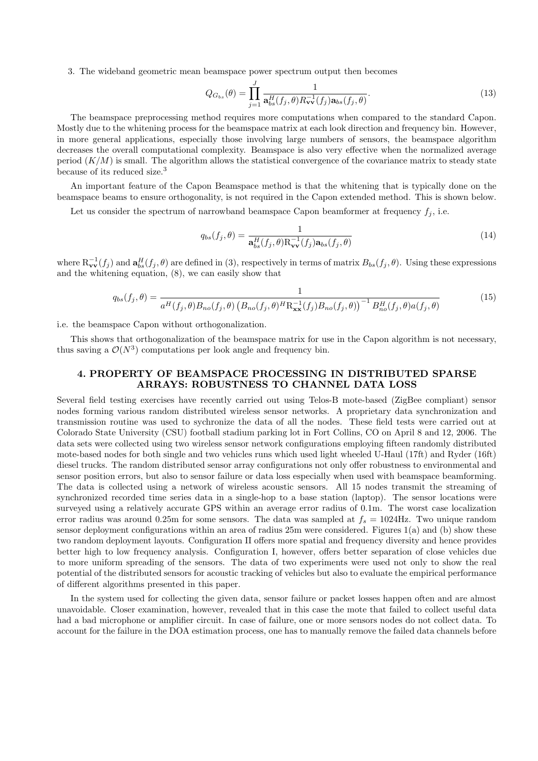3. The wideband geometric mean beamspace power spectrum output then becomes

$$Q_{G_{bs}}(\theta) = \prod_{j=1}^{J} \frac{1}{\mathbf{a}_{bs}^H(f_j,\theta) R_{\mathbf{vv}}^{-1}(f_j) \mathbf{a}_{bs}(f_j,\theta)}. \tag{13}$$

The beamspace preprocessing method requires more computations when compared to the standard Capon. Mostly due to the whitening process for the beamspace matrix at each look direction and frequency bin. However, in more general applications, especially those involving large numbers of sensors, the beamspace algorithm decreases the overall computational complexity. Beamspace is also very effective when the normalized average period $(K/M)$ is small. The algorithm allows the statistical convergence of the covariance matrix to steady state because of its reduced size.[3]

An important feature of the Capon Beamspace method is that the whitening that is typically done on the beamspace beams to ensure orthogonality, is not required in the Capon extended method. This is shown below.

Let us consider the spectrum of narrowband beamspace Capon beamformer at frequency $f_j$, i.e.

$$q_{bs}(f_j,\theta) = \frac{1}{\mathbf{a}_{bs}^H(f_j,\theta) \mathrm{R}_{\mathbf{vv}}^{-1}(f_j) \mathbf{a}_{bs}(f_j,\theta)} \tag{14}$$

where $\mathrm{R}_{\mathbf{vv}}^{-1}(f_j)$ and $\mathbf{a}_{bs}^H(f_j,\theta)$ are defined in (3), respectively in terms of matrix $B_{bs}(f_j,\theta)$. Using these expressions and the whitening equation, (8), we can easily show that

$$q_{bs}(f_j,\theta) = \frac{1}{a^H(f_j,\theta) B_{no}(f_j,\theta) \left(B_{no}(f_j,\theta)^H \mathrm{R}_{\mathbf{xx}}^{-1}(f_j) B_{no}(f_j,\theta)\right)^{-1} B_{no}^H(f_j,\theta) a(f_j,\theta)} \tag{15}$$

i.e. the beamspace Capon without orthogonalization.

This shows that orthogonalization of the beamspace matrix for use in the Capon algorithm is not necessary, thus saving a $\mathcal{O}(N^3)$ computations per look angle and frequency bin.

## 4. PROPERTY OF BEAMSPACE PROCESSING IN DISTRIBUTED SPARSE ARRAYS: ROBUSTNESS TO CHANNEL DATA LOSS

Several field testing exercises have recently carried out using Telos-B mote-based (ZigBee compliant) sensor nodes forming various random distributed wireless sensor networks. A proprietary data synchronization and transmission routine was used to sychronize the data of all the nodes. These field tests were carried out at Colorado State University (CSU) football stadium parking lot in Fort Collins, CO on April 8 and 12, 2006. The data sets were collected using two wireless sensor network configurations employing fifteen randomly distributed mote-based nodes for both single and two vehicles runs which used light wheeled U-Haul (17ft) and Ryder (16ft) diesel trucks. The random distributed sensor array configurations not only offer robustness to environmental and sensor position errors, but also to sensor failure or data loss especially when used with beamspace beamforming. The data is collected using a network of wireless acoustic sensors. All 15 nodes transmit the streaming of synchronized recorded time series data in a single-hop to a base station (laptop). The sensor locations were surveyed using a relatively accurate GPS within an average error radius of 0.1m. The worst case localization error radius was around 0.25m for some sensors. The data was sampled at $f_s = 1024$Hz. Two unique random sensor deployment configurations within an area of radius 25m were considered. Figures 1(a) and (b) show these two random deployment layouts. Configuration II offers more spatial and frequency diversity and hence provides better high to low frequency analysis. Configuration I, however, offers better separation of close vehicles due to more uniform spreading of the sensors. The data of two experiments were used not only to show the real potential of the distributed sensors for acoustic tracking of vehicles but also to evaluate the empirical performance of different algorithms presented in this paper.

In the system used for collecting the given data, sensor failure or packet losses happen often and are almost unavoidable. Closer examination, however, revealed that in this case the mote that failed to collect useful data had a bad microphone or amplifier circuit. In case of failure, one or more sensors nodes do not collect data. To account for the failure in the DOA estimation process, one has to manually remove the failed data channels before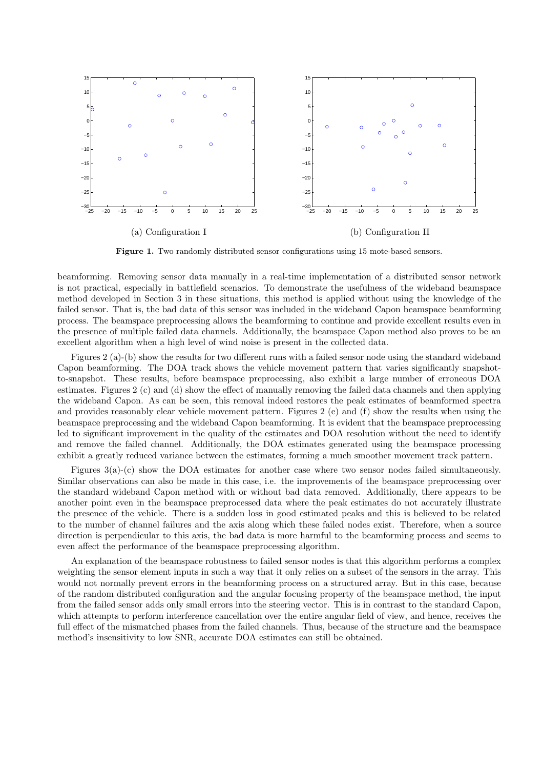(a) Configuration I

(b) Configuration II

**Figure 1.** Two randomly distributed sensor configurations using 15 mote-based sensors.

beamforming. Removing sensor data manually in a real-time implementation of a distributed sensor network is not practical, especially in battlefield scenarios. To demonstrate the usefulness of the wideband beamspace method developed in Section 3 in these situations, this method is applied without using the knowledge of the failed sensor. That is, the bad data of this sensor was included in the wideband Capon beamspace beamforming process. The beamspace preprocessing allows the beamforming to continue and provide excellent results even in the presence of multiple failed data channels. Additionally, the beamspace Capon method also proves to be an excellent algorithm when a high level of wind noise is present in the collected data.

Figures 2 (a)-(b) show the results for two different runs with a failed sensor node using the standard wideband Capon beamforming. The DOA track shows the vehicle movement pattern that varies significantly snapshot-to-snapshot. These results, before beamspace preprocessing, also exhibit a large number of erroneous DOA estimates. Figures 2 (c) and (d) show the effect of manually removing the failed data channels and then applying the wideband Capon. As can be seen, this removal indeed restores the peak estimates of beamformed spectra and provides reasonably clear vehicle movement pattern. Figures 2 (e) and (f) show the results when using the beamspace preprocessing and the wideband Capon beamforming. It is evident that the beamspace preprocessing led to significant improvement in the quality of the estimates and DOA resolution without the need to identify and remove the failed channel. Additionally, the DOA estimates generated using the beamspace processing exhibit a greatly reduced variance between the estimates, forming a much smoother movement track pattern.

Figures 3(a)-(c) show the DOA estimates for another case where two sensor nodes failed simultaneously. Similar observations can also be made in this case, i.e. the improvements of the beamspace preprocessing over the standard wideband Capon method with or without bad data removed. Additionally, there appears to be another point even in the beamspace preprocessed data where the peak estimates do not accurately illustrate the presence of the vehicle. There is a sudden loss in good estimated peaks and this is believed to be related to the number of channel failures and the axis along which these failed nodes exist. Therefore, when a source direction is perpendicular to this axis, the bad data is more harmful to the beamforming process and seems to even affect the performance of the beamspace preprocessing algorithm.

An explanation of the beamspace robustness to failed sensor nodes is that this algorithm performs a complex weighting the sensor element inputs in such a way that it only relies on a subset of the sensors in the array. This would not normally prevent errors in the beamforming process on a structured array. But in this case, because of the random distributed configuration and the angular focusing property of the beamspace method, the input from the failed sensor adds only small errors into the steering vector. This is in contrast to the standard Capon, which attempts to perform interference cancellation over the entire angular field of view, and hence, receives the full effect of the mismatched phases from the failed channels. Thus, because of the structure and the beamspace method's insensitivity to low SNR, accurate DOA estimates can still be obtained.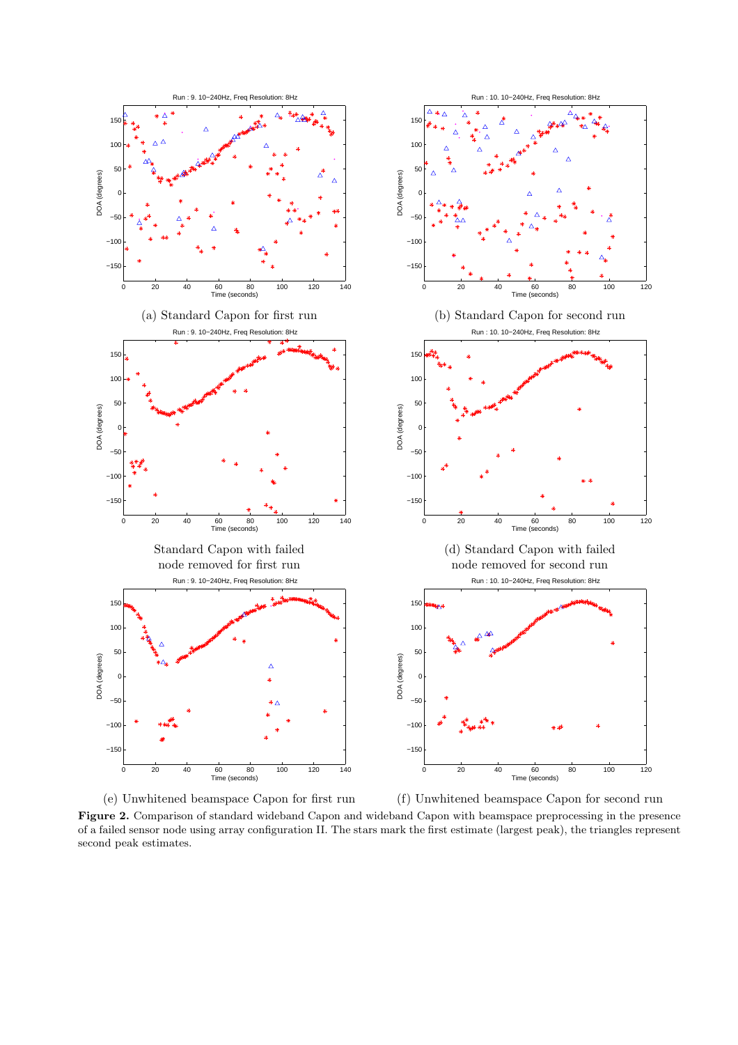(a) Standard Capon for first run

(b) Standard Capon for second run

Standard Capon with failed node removed for first run

(d) Standard Capon with failed node removed for second run

(e) Unwhitened beamspace Capon for first run

(f) Unwhitened beamspace Capon for second run

**Figure 2.** Comparison of standard wideband Capon and wideband Capon with beamspace preprocessing in the presence of a failed sensor node using array configuration II. The stars mark the first estimate (largest peak), the triangles represent second peak estimates.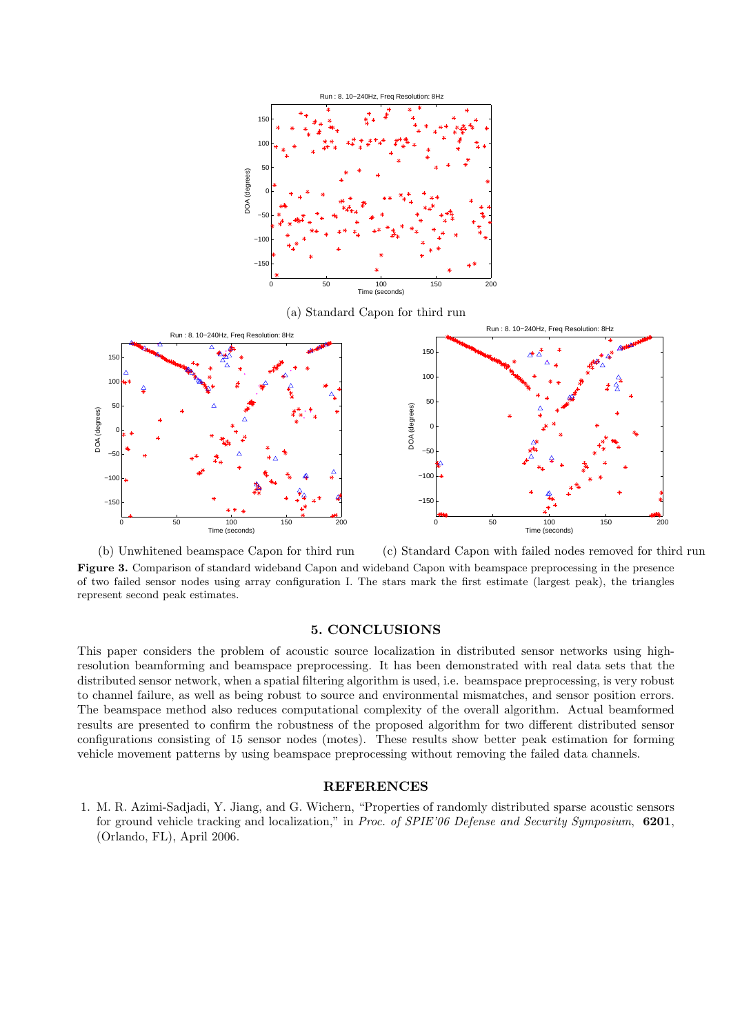(a) Standard Capon for third run

(b) Unwhitened beamspace Capon for third run

(c) Standard Capon with failed nodes removed for third run

**Figure 3.** Comparison of standard wideband Capon and wideband Capon with beamspace preprocessing in the presence of two failed sensor nodes using array configuration I. The stars mark the first estimate (largest peak), the triangles represent second peak estimates.

## 5. CONCLUSIONS

This paper considers the problem of acoustic source localization in distributed sensor networks using high-resolution beamforming and beamspace preprocessing. It has been demonstrated with real data sets that the distributed sensor network, when a spatial filtering algorithm is used, i.e. beamspace preprocessing, is very robust to channel failure, as well as being robust to source and environmental mismatches, and sensor position errors. The beamspace method also reduces computational complexity of the overall algorithm. Actual beamformed results are presented to confirm the robustness of the proposed algorithm for two different distributed sensor configurations consisting of 15 sensor nodes (motes). These results show better peak estimation for forming vehicle movement patterns by using beamspace preprocessing without removing the failed data channels.

## REFERENCES

1. M. R. Azimi-Sadjadi, Y. Jiang, and G. Wichern, "Properties of randomly distributed sparse acoustic sensors for ground vehicle tracking and localization," in *Proc. of SPIE'06 Defense and Security Symposium*, **6201**, (Orlando, FL), April 2006.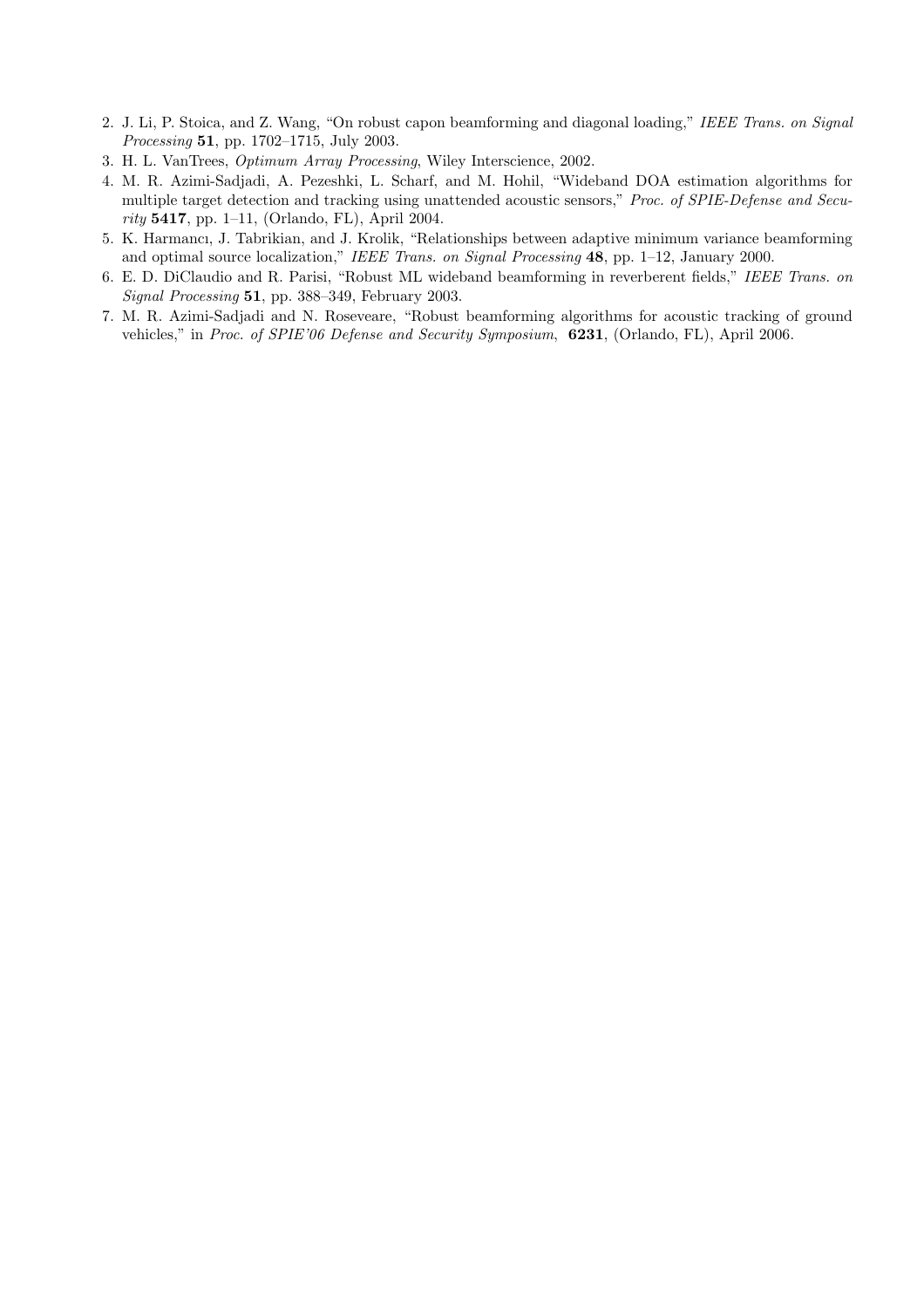2. J. Li, P. Stoica, and Z. Wang, "On robust capon beamforming and diagonal loading," *IEEE Trans. on Signal Processing* **51**, pp. 1702–1715, July 2003.
3. H. L. VanTrees, *Optimum Array Processing*, Wiley Interscience, 2002.
4. M. R. Azimi-Sadjadi, A. Pezeshki, L. Scharf, and M. Hohil, "Wideband DOA estimation algorithms for multiple target detection and tracking using unattended acoustic sensors," *Proc. of SPIE-Defense and Security* **5417**, pp. 1–11, (Orlando, FL), April 2004.
5. K. Harmancı, J. Tabrikian, and J. Krolik, "Relationships between adaptive minimum variance beamforming and optimal source localization," *IEEE Trans. on Signal Processing* **48**, pp. 1–12, January 2000.
6. E. D. DiClaudio and R. Parisi, "Robust ML wideband beamforming in reverberent fields," *IEEE Trans. on Signal Processing* **51**, pp. 388–349, February 2003.
7. M. R. Azimi-Sadjadi and N. Roseveare, "Robust beamforming algorithms for acoustic tracking of ground vehicles," in *Proc. of SPIE'06 Defense and Security Symposium*, **6231**, (Orlando, FL), April 2006.